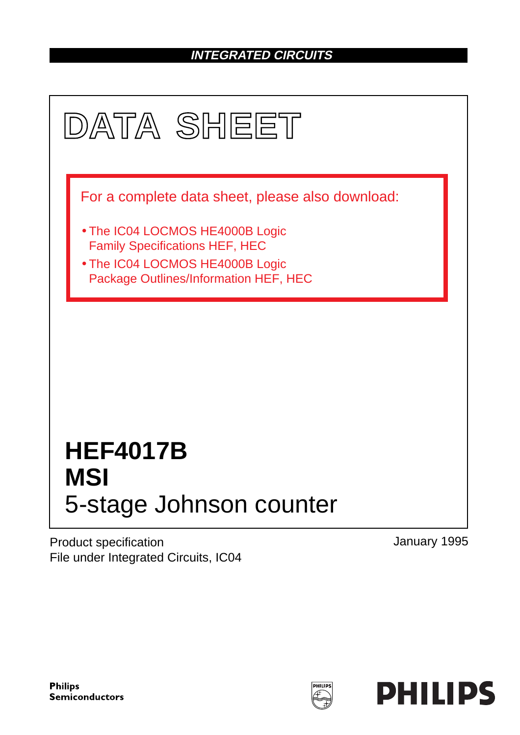INTEGRATED CIRCUITS

# DATA SHEET

For a complete data sheet, please also download:

- The IC04 LOCMOS HE4000B Logic Family Specifications HEF, HEC
- The IC04 LOCMOS HE4000B Logic Package Outlines/Information HEF, HEC

# HEF4017B
# MSI
## 5-stage Johnson counter

Product specification
File under Integrated Circuits, IC04

January 1995

**Philips Semiconductors**

**PHILIPS**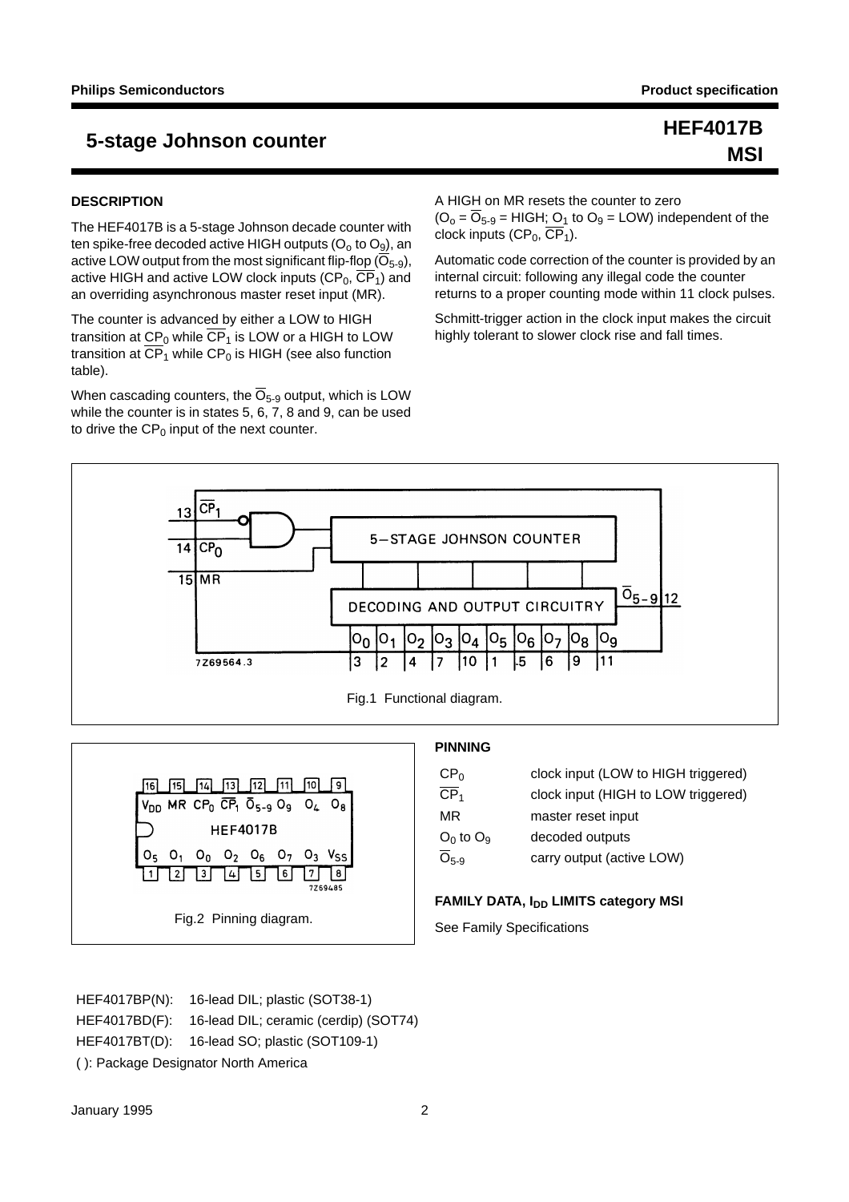# 5-stage Johnson counter

**HEF4017B**
**MSI**

## DESCRIPTION

The HEF4017B is a 5-stage Johnson decade counter with ten spike-free decoded active HIGH outputs ($O_0$ to $O_9$), an active LOW output from the most significant flip-flop ($\overline{O}_{5\text{-}9}$), active HIGH and active LOW clock inputs ($CP_0$, $\overline{CP}_1$) and an overriding asynchronous master reset input (MR).

The counter is advanced by either a LOW to HIGH transition at $CP_0$ while $\overline{CP}_1$ is LOW or a HIGH to LOW transition at $\overline{CP}_1$ while $CP_0$ is HIGH (see also function table).

When cascading counters, the $\overline{O}_{5\text{-}9}$ output, which is LOW while the counter is in states 5, 6, 7, 8 and 9, can be used to drive the $CP_0$ input of the next counter.

A HIGH on MR resets the counter to zero ($O_o$ = $\overline{O}_{5\text{-}9}$ = HIGH; $O_1$ to $O_9$ = LOW) independent of the clock inputs ($CP_0$, $\overline{CP}_1$).

Automatic code correction of the counter is provided by an internal circuit: following any illegal code the counter returns to a proper counting mode within 11 clock pulses.

Schmitt-trigger action in the clock input makes the circuit highly tolerant to slower clock rise and fall times.

Fig.1 Functional diagram.

Fig.2 Pinning diagram.

## PINNING

| | |
|---|---|
| $CP_0$ | clock input (LOW to HIGH triggered) |
| $\overline{CP}_1$ | clock input (HIGH to LOW triggered) |
| MR | master reset input |
| $O_0$ to $O_9$ | decoded outputs |
| $\overline{O}_{5\text{-}9}$ | carry output (active LOW) |

## FAMILY DATA, $I_{DD}$ LIMITS category MSI

See Family Specifications

HEF4017BP(N): 16-lead DIL; plastic (SOT38-1)

HEF4017BD(F): 16-lead DIL; ceramic (cerdip) (SOT74)

HEF4017BT(D): 16-lead SO; plastic (SOT109-1)

( ): Package Designator North America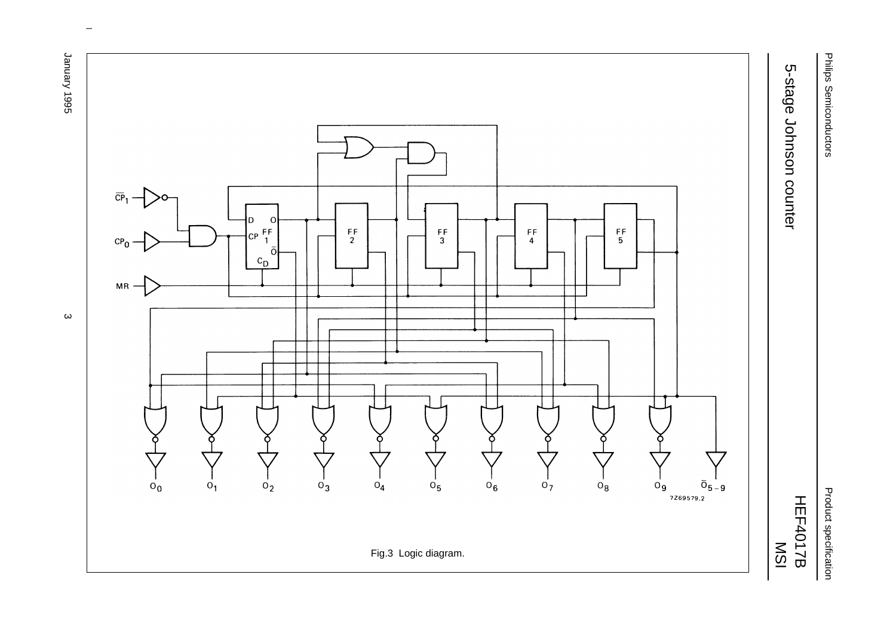# 5-stage Johnson counter

Fig.3 Logic diagram.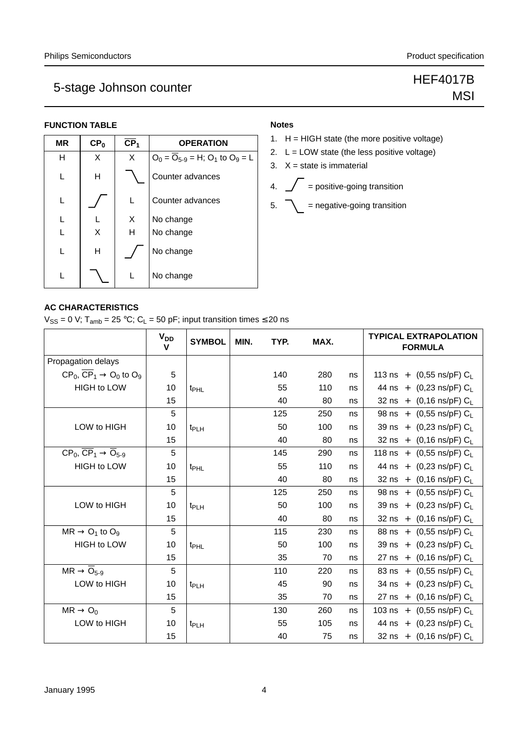# 5-stage Johnson counter

HEF4017B
MSI

### FUNCTION TABLE

| MR | $CP_0$ | $\overline{CP}_1$ | OPERATION |
|---|---|---|---|
| H | X | X | $O_0 = \overline{O}_{5\text{-}9}$ = H; $O_1$ to $O_9$ = L |
| L | H | ⌝\_ | Counter advances |
| L | \_⌐ | L | Counter advances |
| L | L | X | No change |
| L | X | H | No change |
| L | H | \_⌐ | No change |
| L | ⌝\_ | L | No change |

### Notes

1. H = HIGH state (the more positive voltage)
2. L = LOW state (the less positive voltage)
3. X = state is immaterial
4. \_⌐ = positive-going transition
5. ⌝\_ = negative-going transition

### AC CHARACTERISTICS

$V_{SS}$ = 0 V; $T_{amb}$ = 25 °C; $C_L$ = 50 pF; input transition times ≤ 20 ns

| | $V_{DD}$ V | SYMBOL | MIN. | TYP. | MAX. | | TYPICAL EXTRAPOLATION FORMULA |
|---|---|---|---|---|---|---|---|
| Propagation delays | | | | | | | |
| $CP_0$, $\overline{CP}_1$ → $O_0$ to $O_9$ | 5 | | | 140 | 280 | ns | 113 ns + (0,55 ns/pF) $C_L$ |
| HIGH to LOW | 10 | $t_{PHL}$ | | 55 | 110 | ns | 44 ns + (0,23 ns/pF) $C_L$ |
| | 15 | | | 40 | 80 | ns | 32 ns + (0,16 ns/pF) $C_L$ |
| | 5 | | | 125 | 250 | ns | 98 ns + (0,55 ns/pF) $C_L$ |
| LOW to HIGH | 10 | $t_{PLH}$ | | 50 | 100 | ns | 39 ns + (0,23 ns/pF) $C_L$ |
| | 15 | | | 40 | 80 | ns | 32 ns + (0,16 ns/pF) $C_L$ |
| $CP_0$, $\overline{CP}_1$ → $\overline{O}_{5\text{-}9}$ | 5 | | | 145 | 290 | ns | 118 ns + (0,55 ns/pF) $C_L$ |
| HIGH to LOW | 10 | $t_{PHL}$ | | 55 | 110 | ns | 44 ns + (0,23 ns/pF) $C_L$ |
| | 15 | | | 40 | 80 | ns | 32 ns + (0,16 ns/pF) $C_L$ |
| | 5 | | | 125 | 250 | ns | 98 ns + (0,55 ns/pF) $C_L$ |
| LOW to HIGH | 10 | $t_{PLH}$ | | 50 | 100 | ns | 39 ns + (0,23 ns/pF) $C_L$ |
| | 15 | | | 40 | 80 | ns | 32 ns + (0,16 ns/pF) $C_L$ |
| MR → $O_1$ to $O_9$ | 5 | | | 115 | 230 | ns | 88 ns + (0,55 ns/pF) $C_L$ |
| HIGH to LOW | 10 | $t_{PHL}$ | | 50 | 100 | ns | 39 ns + (0,23 ns/pF) $C_L$ |
| | 15 | | | 35 | 70 | ns | 27 ns + (0,16 ns/pF) $C_L$ |
| MR → $\overline{O}_{5\text{-}9}$ | 5 | | | 110 | 220 | ns | 83 ns + (0,55 ns/pF) $C_L$ |
| LOW to HIGH | 10 | $t_{PLH}$ | | 45 | 90 | ns | 34 ns + (0,23 ns/pF) $C_L$ |
| | 15 | | | 35 | 70 | ns | 27 ns + (0,16 ns/pF) $C_L$ |
| MR → $O_0$ | 5 | | | 130 | 260 | ns | 103 ns + (0,55 ns/pF) $C_L$ |
| LOW to HIGH | 10 | $t_{PLH}$ | | 55 | 105 | ns | 44 ns + (0,23 ns/pF) $C_L$ |
| | 15 | | | 40 | 75 | ns | 32 ns + (0,16 ns/pF) $C_L$ |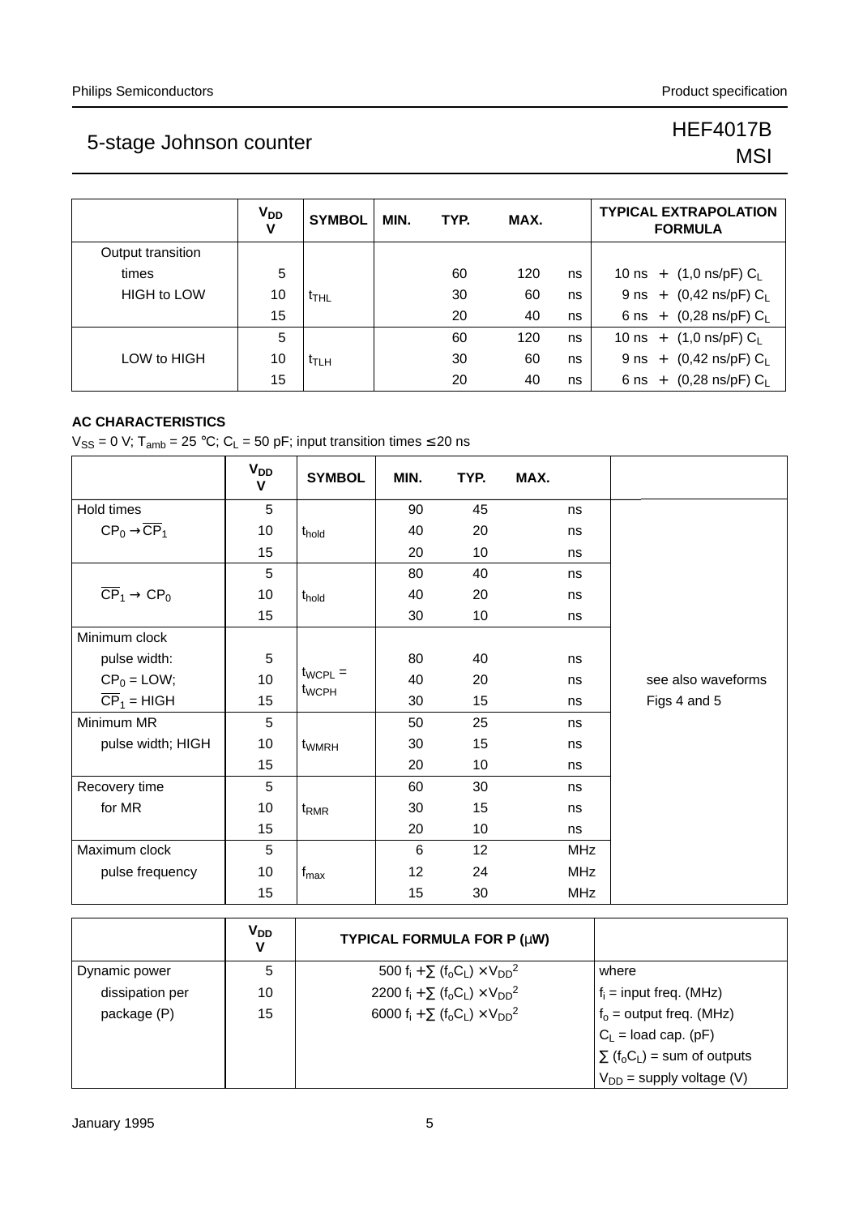|  | $V_{DD}$ V | SYMBOL | MIN. | TYP. | MAX. |  | TYPICAL EXTRAPOLATION FORMULA |
|---|---|---|---|---|---|---|---|
| Output transition |  |  |  |  |  |  |  |
| times | 5 |  |  | 60 | 120 | ns | 10 ns + (1,0 ns/pF) $C_L$ |
| HIGH to LOW | 10 | $t_{THL}$ |  | 30 | 60 | ns | 9 ns + (0,42 ns/pF) $C_L$ |
|  | 15 |  |  | 20 | 40 | ns | 6 ns + (0,28 ns/pF) $C_L$ |
|  | 5 |  |  | 60 | 120 | ns | 10 ns + (1,0 ns/pF) $C_L$ |
| LOW to HIGH | 10 | $t_{TLH}$ |  | 30 | 60 | ns | 9 ns + (0,42 ns/pF) $C_L$ |
|  | 15 |  |  | 20 | 40 | ns | 6 ns + (0,28 ns/pF) $C_L$ |

**AC CHARACTERISTICS**

$V_{SS}$ = 0 V; $T_{amb}$ = 25 °C; $C_L$ = 50 pF; input transition times ≤ 20 ns

|  | $V_{DD}$ V | SYMBOL | MIN. | TYP. | MAX. |  |  |
|---|---|---|---|---|---|---|---|
| Hold times | 5 |  | 90 | 45 |  | ns |  |
| $CP_0 \rightarrow \overline{CP}_1$ | 10 | $t_{hold}$ | 40 | 20 |  | ns |  |
|  | 15 |  | 20 | 10 |  | ns |  |
|  | 5 |  | 80 | 40 |  | ns |  |
| $\overline{CP}_1 \rightarrow CP_0$ | 10 | $t_{hold}$ | 40 | 20 |  | ns |  |
|  | 15 |  | 30 | 10 |  | ns |  |
| Minimum clock |  |  |  |  |  |  |  |
| pulse width: | 5 |  | 80 | 40 |  | ns |  |
| $CP_0$ = LOW; | 10 | $t_{WCPL}$ = $t_{WCPH}$ | 40 | 20 |  | ns | see also waveforms |
| $\overline{CP}_1$ = HIGH | 15 |  | 30 | 15 |  | ns | Figs 4 and 5 |
| Minimum MR | 5 |  | 50 | 25 |  | ns |  |
| pulse width; HIGH | 10 | $t_{WMRH}$ | 30 | 15 |  | ns |  |
|  | 15 |  | 20 | 10 |  | ns |  |
| Recovery time | 5 |  | 60 | 30 |  | ns |  |
| for MR | 10 | $t_{RMR}$ | 30 | 15 |  | ns |  |
|  | 15 |  | 20 | 10 |  | ns |  |
| Maximum clock | 5 |  | 6 | 12 |  | MHz |  |
| pulse frequency | 10 | $f_{max}$ | 12 | 24 |  | MHz |  |
|  | 15 |  | 15 | 30 |  | MHz |  |

|  | $V_{DD}$ V | TYPICAL FORMULA FOR P (μW) |  |
|---|---|---|---|
| Dynamic power | 5 | $500\ f_i + \sum (f_o C_L) \times V_{DD}^2$ | where |
| dissipation per | 10 | $2200\ f_i + \sum (f_o C_L) \times V_{DD}^2$ | $f_i$ = input freq. (MHz) |
| package (P) | 15 | $6000\ f_i + \sum (f_o C_L) \times V_{DD}^2$ | $f_o$ = output freq. (MHz) |
|  |  |  | $C_L$ = load cap. (pF) |
|  |  |  | $\sum (f_o C_L)$ = sum of outputs |
|  |  |  | $V_{DD}$ = supply voltage (V) |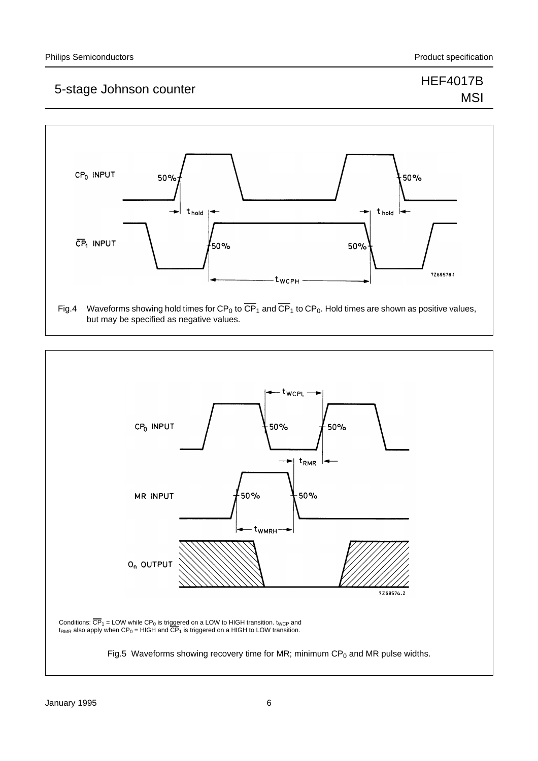Fig.4 Waveforms showing hold times for $CP_0$ to $\overline{CP}_1$ and $\overline{CP}_1$ to $CP_0$. Hold times are shown as positive values, but may be specified as negative values.

Conditions: $\overline{CP}_1$ = LOW while $CP_0$ is triggered on a LOW to HIGH transition. $t_{WCP}$ and $t_{RMR}$ also apply when $CP_0$ = HIGH and $\overline{CP}_1$ is triggered on a HIGH to LOW transition.

Fig.5 Waveforms showing recovery time for MR; minimum $CP_0$ and MR pulse widths.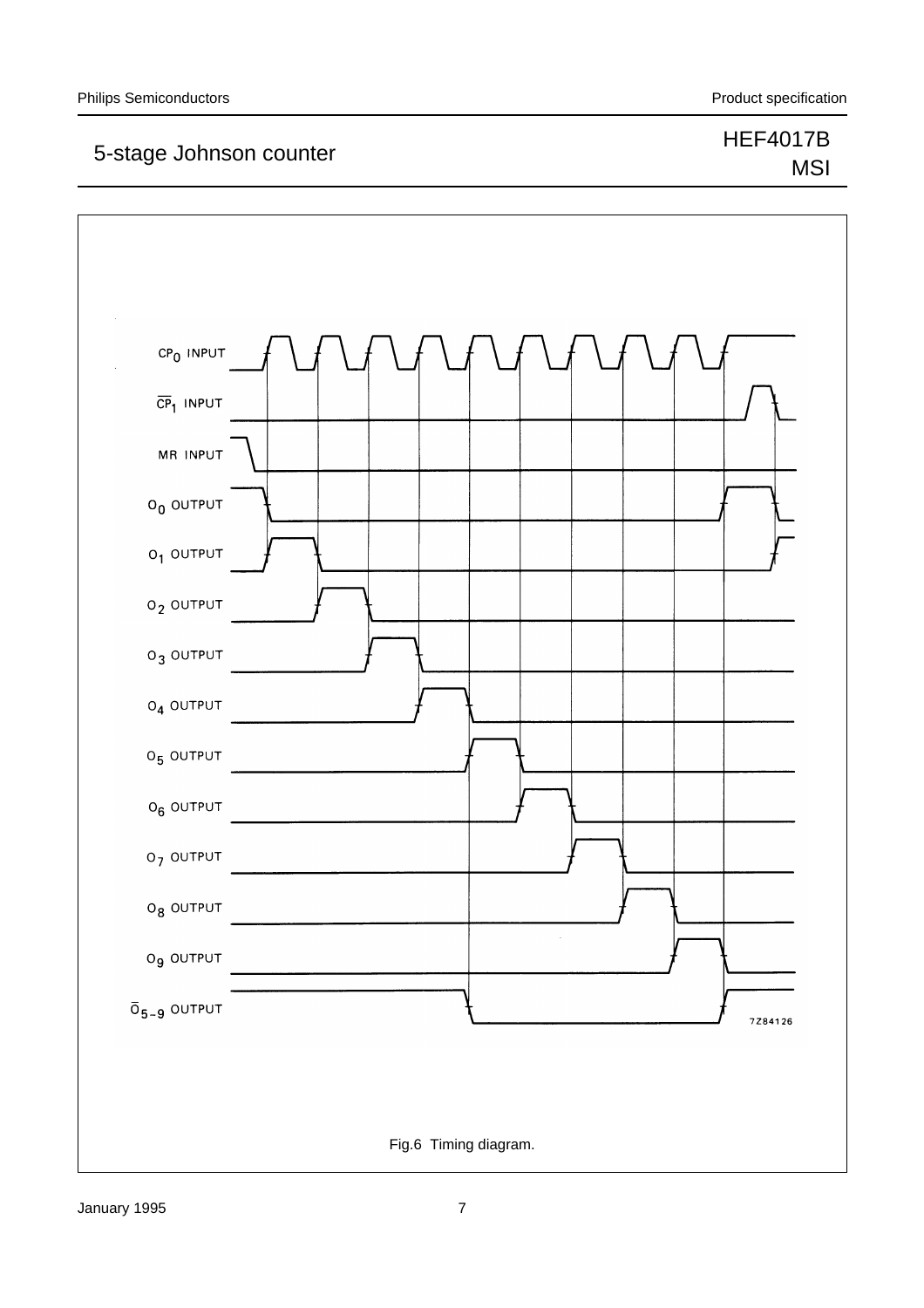Fig.6 Timing diagram.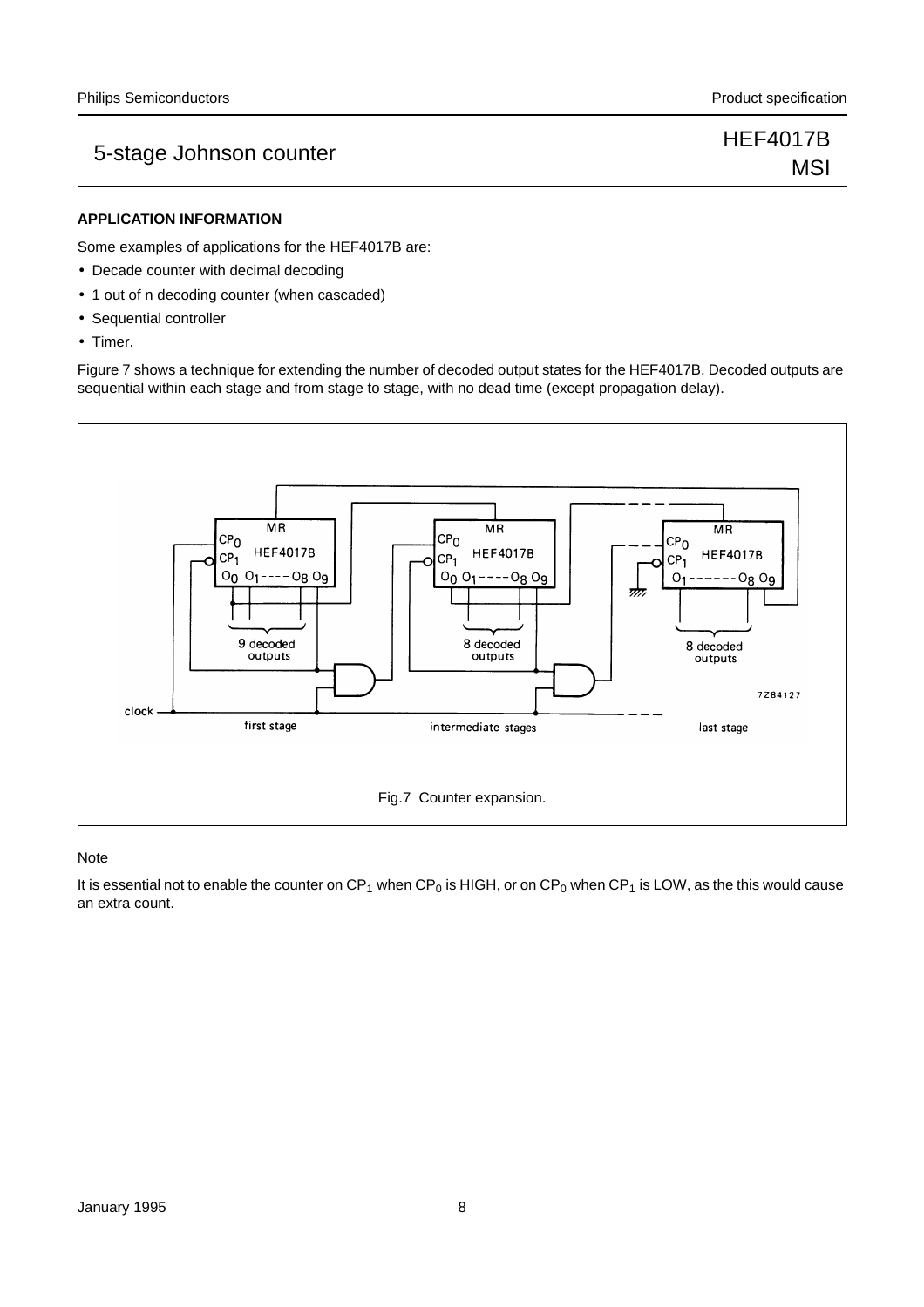## APPLICATION INFORMATION

Some examples of applications for the HEF4017B are:

- Decade counter with decimal decoding
- 1 out of n decoding counter (when cascaded)
- Sequential controller
- Timer.

Figure 7 shows a technique for extending the number of decoded output states for the HEF4017B. Decoded outputs are sequential within each stage and from stage to stage, with no dead time (except propagation delay).

MR
$CP_0$
$CP_1$
HEF4017B
$O_0$ $O_1$ - - - - $O_8$ $O_9$
9 decoded outputs
MR
$CP_0$
$CP_1$
HEF4017B
$O_0$ $O_1$ - - - - $O_8$ $O_9$
8 decoded outputs
MR
$CP_0$
$CP_1$
HEF4017B
$O_1$ - - - - - - $O_8$ $O_9$
8 decoded outputs
clock
first stage
intermediate stages
last stage
7Z84127

Fig.7 Counter expansion.

Note

It is essential not to enable the counter on $\overline{CP}_1$ when $CP_0$ is HIGH, or on $CP_0$ when $\overline{CP}_1$ is LOW, as the this would cause an extra count.